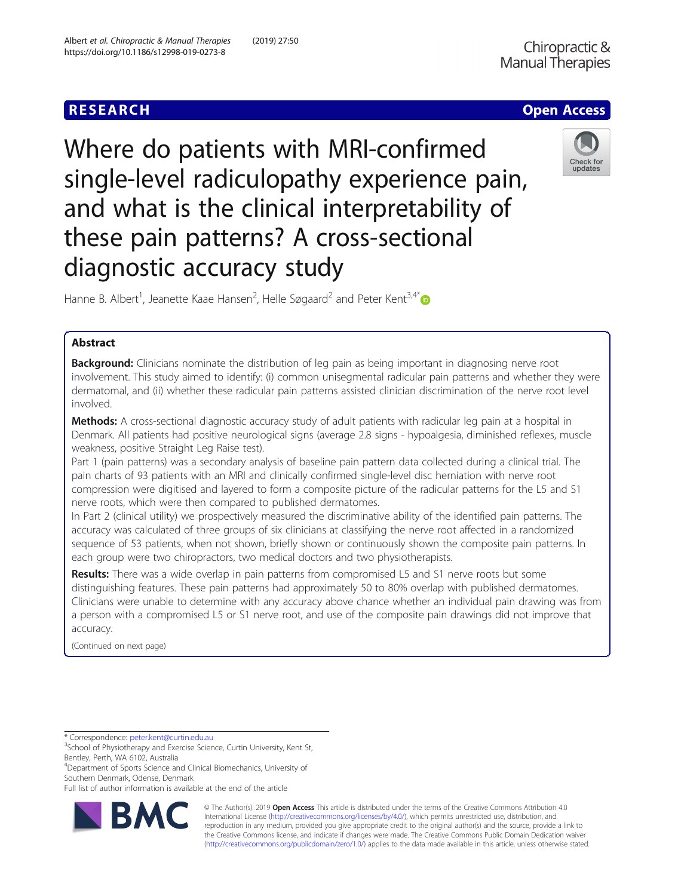# RESEARCH

**Open Access**

# Where do patients with MRI-confirmed single-level radiculopathy experience pain, and what is the clinical interpretability of these pain patterns? A cross-sectional diagnostic accuracy study

Hanne B. Albert[1], Jeanette Kaae Hansen[2], Helle Søgaard[2] and Peter Kent[3,4*]

## Abstract

**Background:** Clinicians nominate the distribution of leg pain as being important in diagnosing nerve root involvement. This study aimed to identify: (i) common unisegmental radicular pain patterns and whether they were dermatomal, and (ii) whether these radicular pain patterns assisted clinician discrimination of the nerve root level involved.

**Methods:** A cross-sectional diagnostic accuracy study of adult patients with radicular leg pain at a hospital in Denmark. All patients had positive neurological signs (average 2.8 signs - hypoalgesia, diminished reflexes, muscle weakness, positive Straight Leg Raise test).

Part 1 (pain patterns) was a secondary analysis of baseline pain pattern data collected during a clinical trial. The pain charts of 93 patients with an MRI and clinically confirmed single-level disc herniation with nerve root compression were digitised and layered to form a composite picture of the radicular patterns for the L5 and S1 nerve roots, which were then compared to published dermatomes.

In Part 2 (clinical utility) we prospectively measured the discriminative ability of the identified pain patterns. The accuracy was calculated of three groups of six clinicians at classifying the nerve root affected in a randomized sequence of 53 patients, when not shown, briefly shown or continuously shown the composite pain patterns. In each group were two chiropractors, two medical doctors and two physiotherapists.

**Results:** There was a wide overlap in pain patterns from compromised L5 and S1 nerve roots but some distinguishing features. These pain patterns had approximately 50 to 80% overlap with published dermatomes. Clinicians were unable to determine with any accuracy above chance whether an individual pain drawing was from a person with a compromised L5 or S1 nerve root, and use of the composite pain drawings did not improve that accuracy.

(Continued on next page)

\* Correspondence: peter.kent@curtin.edu.au
[3]School of Physiotherapy and Exercise Science, Curtin University, Kent St, Bentley, Perth, WA 6102, Australia
[4]Department of Sports Science and Clinical Biomechanics, University of Southern Denmark, Odense, Denmark
Full list of author information is available at the end of the article

© The Author(s). 2019 **Open Access** This article is distributed under the terms of the Creative Commons Attribution 4.0 International License (http://creativecommons.org/licenses/by/4.0/), which permits unrestricted use, distribution, and reproduction in any medium, provided you give appropriate credit to the original author(s) and the source, provide a link to the Creative Commons license, and indicate if changes were made. The Creative Commons Public Domain Dedication waiver (http://creativecommons.org/publicdomain/zero/1.0/) applies to the data made available in this article, unless otherwise stated.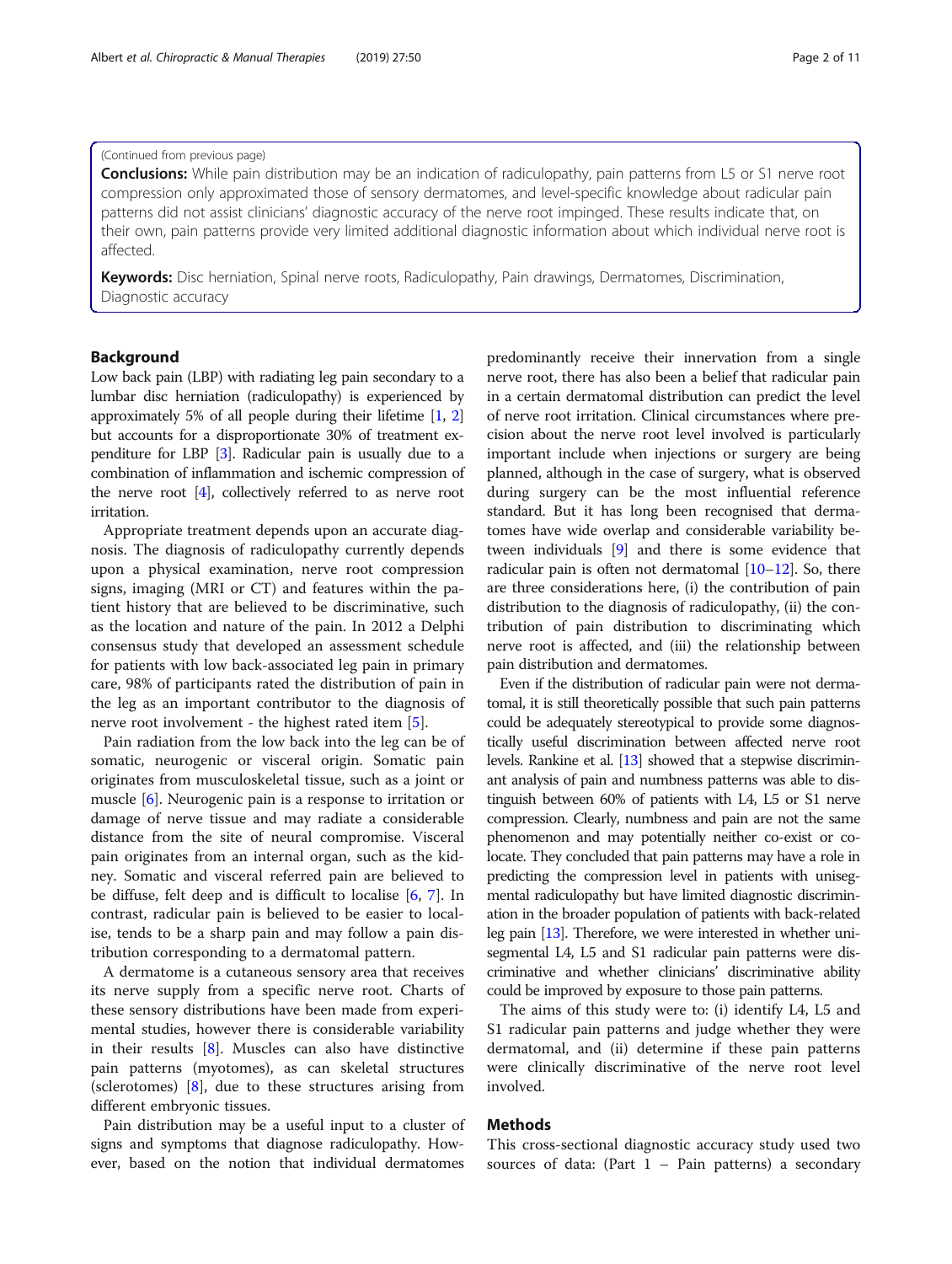(Continued from previous page)

**Conclusions:** While pain distribution may be an indication of radiculopathy, pain patterns from L5 or S1 nerve root compression only approximated those of sensory dermatomes, and level-specific knowledge about radicular pain patterns did not assist clinicians' diagnostic accuracy of the nerve root impinged. These results indicate that, on their own, pain patterns provide very limited additional diagnostic information about which individual nerve root is affected.

**Keywords:** Disc herniation, Spinal nerve roots, Radiculopathy, Pain drawings, Dermatomes, Discrimination, Diagnostic accuracy

## Background

Low back pain (LBP) with radiating leg pain secondary to a lumbar disc herniation (radiculopathy) is experienced by approximately 5% of all people during their lifetime [1, 2] but accounts for a disproportionate 30% of treatment expenditure for LBP [3]. Radicular pain is usually due to a combination of inflammation and ischemic compression of the nerve root [4], collectively referred to as nerve root irritation.

Appropriate treatment depends upon an accurate diagnosis. The diagnosis of radiculopathy currently depends upon a physical examination, nerve root compression signs, imaging (MRI or CT) and features within the patient history that are believed to be discriminative, such as the location and nature of the pain. In 2012 a Delphi consensus study that developed an assessment schedule for patients with low back-associated leg pain in primary care, 98% of participants rated the distribution of pain in the leg as an important contributor to the diagnosis of nerve root involvement - the highest rated item [5].

Pain radiation from the low back into the leg can be of somatic, neurogenic or visceral origin. Somatic pain originates from musculoskeletal tissue, such as a joint or muscle [6]. Neurogenic pain is a response to irritation or damage of nerve tissue and may radiate a considerable distance from the site of neural compromise. Visceral pain originates from an internal organ, such as the kidney. Somatic and visceral referred pain are believed to be diffuse, felt deep and is difficult to localise [6, 7]. In contrast, radicular pain is believed to be easier to localise, tends to be a sharp pain and may follow a pain distribution corresponding to a dermatomal pattern.

A dermatome is a cutaneous sensory area that receives its nerve supply from a specific nerve root. Charts of these sensory distributions have been made from experimental studies, however there is considerable variability in their results [8]. Muscles can also have distinctive pain patterns (myotomes), as can skeletal structures (sclerotomes) [8], due to these structures arising from different embryonic tissues.

Pain distribution may be a useful input to a cluster of signs and symptoms that diagnose radiculopathy. However, based on the notion that individual dermatomes predominantly receive their innervation from a single nerve root, there has also been a belief that radicular pain in a certain dermatomal distribution can predict the level of nerve root irritation. Clinical circumstances where precision about the nerve root level involved is particularly important include when injections or surgery are being planned, although in the case of surgery, what is observed during surgery can be the most influential reference standard. But it has long been recognised that dermatomes have wide overlap and considerable variability between individuals [9] and there is some evidence that radicular pain is often not dermatomal [10–12]. So, there are three considerations here, (i) the contribution of pain distribution to the diagnosis of radiculopathy, (ii) the contribution of pain distribution to discriminating which nerve root is affected, and (iii) the relationship between pain distribution and dermatomes.

Even if the distribution of radicular pain were not dermatomal, it is still theoretically possible that such pain patterns could be adequately stereotypical to provide some diagnostically useful discrimination between affected nerve root levels. Rankine et al. [13] showed that a stepwise discriminant analysis of pain and numbness patterns was able to distinguish between 60% of patients with L4, L5 or S1 nerve compression. Clearly, numbness and pain are not the same phenomenon and may potentially neither co-exist or co-locate. They concluded that pain patterns may have a role in predicting the compression level in patients with unisegmental radiculopathy but have limited diagnostic discrimination in the broader population of patients with back-related leg pain [13]. Therefore, we were interested in whether unisegmental L4, L5 and S1 radicular pain patterns were discriminative and whether clinicians' discriminative ability could be improved by exposure to those pain patterns.

The aims of this study were to: (i) identify L4, L5 and S1 radicular pain patterns and judge whether they were dermatomal, and (ii) determine if these pain patterns were clinically discriminative of the nerve root level involved.

## Methods

This cross-sectional diagnostic accuracy study used two sources of data: (Part 1 – Pain patterns) a secondary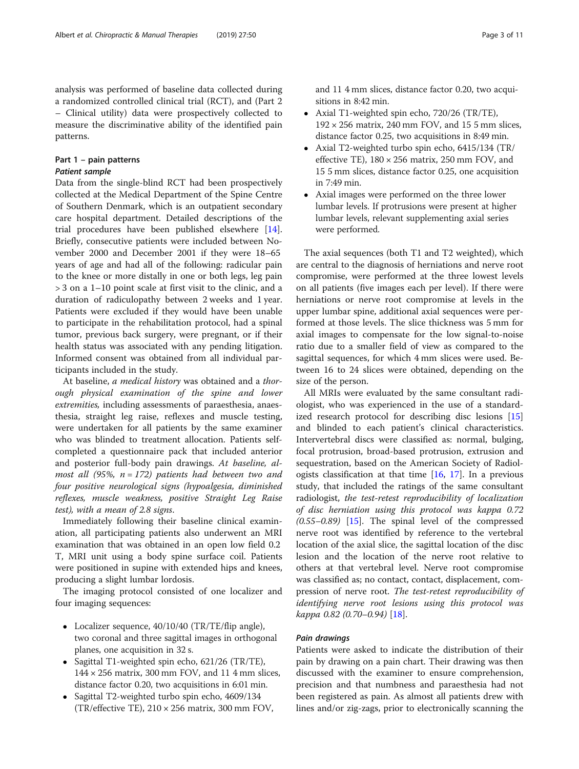analysis was performed of baseline data collected during a randomized controlled clinical trial (RCT), and (Part 2 – Clinical utility) data were prospectively collected to measure the discriminative ability of the identified pain patterns.

## Part 1 – pain patterns

### *Patient sample*

Data from the single-blind RCT had been prospectively collected at the Medical Department of the Spine Centre of Southern Denmark, which is an outpatient secondary care hospital department. Detailed descriptions of the trial procedures have been published elsewhere [14]. Briefly, consecutive patients were included between November 2000 and December 2001 if they were 18–65 years of age and had all of the following: radicular pain to the knee or more distally in one or both legs, leg pain > 3 on a 1–10 point scale at first visit to the clinic, and a duration of radiculopathy between 2 weeks and 1 year. Patients were excluded if they would have been unable to participate in the rehabilitation protocol, had a spinal tumor, previous back surgery, were pregnant, or if their health status was associated with any pending litigation. Informed consent was obtained from all individual participants included in the study.

At baseline, *a medical history* was obtained and a *thorough physical examination of the spine and lower extremities,* including assessments of paraesthesia, anaesthesia, straight leg raise, reflexes and muscle testing, were undertaken for all patients by the same examiner who was blinded to treatment allocation. Patients self-completed a questionnaire pack that included anterior and posterior full-body pain drawings. *At baseline, almost all (95%, n = 172) patients had between two and four positive neurological signs (hypoalgesia, diminished reflexes, muscle weakness, positive Straight Leg Raise test), with a mean of 2.8 signs*.

Immediately following their baseline clinical examination, all participating patients also underwent an MRI examination that was obtained in an open low field 0.2 T, MRI unit using a body spine surface coil. Patients were positioned in supine with extended hips and knees, producing a slight lumbar lordosis.

The imaging protocol consisted of one localizer and four imaging sequences:

- Localizer sequence, 40/10/40 (TR/TE/flip angle), two coronal and three sagittal images in orthogonal planes, one acquisition in 32 s.
- Sagittal T1-weighted spin echo, 621/26 (TR/TE), 144 × 256 matrix, 300 mm FOV, and 11 4 mm slices, distance factor 0.20, two acquisitions in 6:01 min.
- Sagittal T2-weighted turbo spin echo, 4609/134 (TR/effective TE), 210 × 256 matrix, 300 mm FOV, and 11 4 mm slices, distance factor 0.20, two acquisitions in 8:42 min.
- Axial T1-weighted spin echo, 720/26 (TR/TE), 192 × 256 matrix, 240 mm FOV, and 15 5 mm slices, distance factor 0.25, two acquisitions in 8:49 min.
- Axial T2-weighted turbo spin echo, 6415/134 (TR/effective TE), 180 × 256 matrix, 250 mm FOV, and 15 5 mm slices, distance factor 0.25, one acquisition in 7:49 min.
- Axial images were performed on the three lower lumbar levels. If protrusions were present at higher lumbar levels, relevant supplementing axial series were performed.

The axial sequences (both T1 and T2 weighted), which are central to the diagnosis of herniations and nerve root compromise, were performed at the three lowest levels on all patients (five images each per level). If there were herniations or nerve root compromise at levels in the upper lumbar spine, additional axial sequences were performed at those levels. The slice thickness was 5 mm for axial images to compensate for the low signal-to-noise ratio due to a smaller field of view as compared to the sagittal sequences, for which 4 mm slices were used. Between 16 to 24 slices were obtained, depending on the size of the person.

All MRIs were evaluated by the same consultant radiologist, who was experienced in the use of a standardized research protocol for describing disc lesions [15] and blinded to each patient's clinical characteristics. Intervertebral discs were classified as: normal, bulging, focal protrusion, broad-based protrusion, extrusion and sequestration, based on the American Society of Radiologists classification at that time [16, 17]. In a previous study, that included the ratings of the same consultant radiologist, *the test-retest reproducibility of localization of disc herniation using this protocol was kappa 0.72 (0.55–0.89)* [15]. The spinal level of the compressed nerve root was identified by reference to the vertebral location of the axial slice, the sagittal location of the disc lesion and the location of the nerve root relative to others at that vertebral level. Nerve root compromise was classified as; no contact, contact, displacement, compression of nerve root. *The test-retest reproducibility of identifying nerve root lesions using this protocol was kappa 0.82 (0.70–0.94)* [18].

### *Pain drawings*

Patients were asked to indicate the distribution of their pain by drawing on a pain chart. Their drawing was then discussed with the examiner to ensure comprehension, precision and that numbness and paraesthesia had not been registered as pain. As almost all patients drew with lines and/or zig-zags, prior to electronically scanning the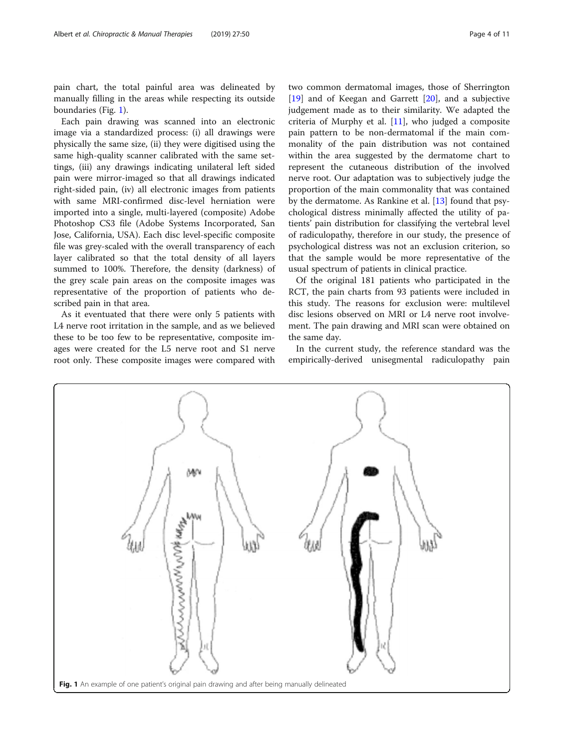pain chart, the total painful area was delineated by manually filling in the areas while respecting its outside boundaries (Fig. 1).

Each pain drawing was scanned into an electronic image via a standardized process: (i) all drawings were physically the same size, (ii) they were digitised using the same high-quality scanner calibrated with the same settings, (iii) any drawings indicating unilateral left sided pain were mirror-imaged so that all drawings indicated right-sided pain, (iv) all electronic images from patients with same MRI-confirmed disc-level herniation were imported into a single, multi-layered (composite) Adobe Photoshop CS3 file (Adobe Systems Incorporated, San Jose, California, USA). Each disc level-specific composite file was grey-scaled with the overall transparency of each layer calibrated so that the total density of all layers summed to 100%. Therefore, the density (darkness) of the grey scale pain areas on the composite images was representative of the proportion of patients who described pain in that area.

As it eventuated that there were only 5 patients with L4 nerve root irritation in the sample, and as we believed these to be too few to be representative, composite images were created for the L5 nerve root and S1 nerve root only. These composite images were compared with two common dermatomal images, those of Sherrington [19] and of Keegan and Garrett [20], and a subjective judgement made as to their similarity. We adapted the criteria of Murphy et al. [11], who judged a composite pain pattern to be non-dermatomal if the main commonality of the pain distribution was not contained within the area suggested by the dermatome chart to represent the cutaneous distribution of the involved nerve root. Our adaptation was to subjectively judge the proportion of the main commonality that was contained by the dermatome. As Rankine et al. [13] found that psychological distress minimally affected the utility of patients' pain distribution for classifying the vertebral level of radiculopathy, therefore in our study, the presence of psychological distress was not an exclusion criterion, so that the sample would be more representative of the usual spectrum of patients in clinical practice.

Of the original 181 patients who participated in the RCT, the pain charts from 93 patients were included in this study. The reasons for exclusion were: multilevel disc lesions observed on MRI or L4 nerve root involvement. The pain drawing and MRI scan were obtained on the same day.

In the current study, the reference standard was the empirically-derived unisegmental radiculopathy pain

**Fig. 1** An example of one patient's original pain drawing and after being manually delineated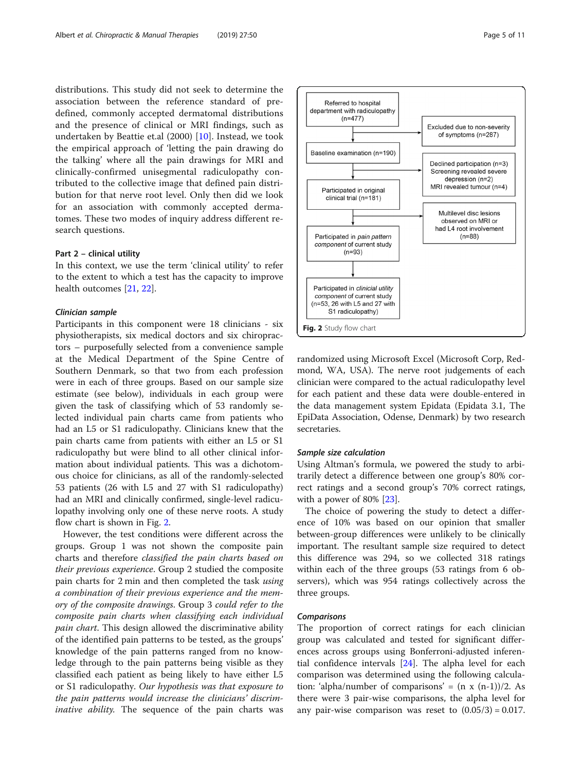distributions. This study did not seek to determine the association between the reference standard of pre-defined, commonly accepted dermatomal distributions and the presence of clinical or MRI findings, such as undertaken by Beattie et.al (2000) [10]. Instead, we took the empirical approach of 'letting the pain drawing do the talking' where all the pain drawings for MRI and clinically-confirmed unisegmental radiculopathy contributed to the collective image that defined pain distribution for that nerve root level. Only then did we look for an association with commonly accepted dermatomes. These two modes of inquiry address different research questions.

## Part 2 – clinical utility

In this context, we use the term 'clinical utility' to refer to the extent to which a test has the capacity to improve health outcomes [21, 22].

### *Clinician sample*

Participants in this component were 18 clinicians - six physiotherapists, six medical doctors and six chiropractors – purposefully selected from a convenience sample at the Medical Department of the Spine Centre of Southern Denmark, so that two from each profession were in each of three groups. Based on our sample size estimate (see below), individuals in each group were given the task of classifying which of 53 randomly selected individual pain charts came from patients who had an L5 or S1 radiculopathy. Clinicians knew that the pain charts came from patients with either an L5 or S1 radiculopathy but were blind to all other clinical information about individual patients. This was a dichotomous choice for clinicians, as all of the randomly-selected 53 patients (26 with L5 and 27 with S1 radiculopathy) had an MRI and clinically confirmed, single-level radiculopathy involving only one of these nerve roots. A study flow chart is shown in Fig. 2.

However, the test conditions were different across the groups. Group 1 was not shown the composite pain charts and therefore *classified the pain charts based on their previous experience*. Group 2 studied the composite pain charts for 2 min and then completed the task *using a combination of their previous experience and the memory of the composite drawings*. Group 3 *could refer to the composite pain charts when classifying each individual pain chart*. This design allowed the discriminative ability of the identified pain patterns to be tested, as the groups' knowledge of the pain patterns ranged from no knowledge through to the pain patterns being visible as they classified each patient as being likely to have either L5 or S1 radiculopathy. *Our hypothesis was that exposure to the pain patterns would increase the clinicians' discriminative ability.* The sequence of the pain charts was randomized using Microsoft Excel (Microsoft Corp, Redmond, WA, USA). The nerve root judgements of each clinician were compared to the actual radiculopathy level for each patient and these data were double-entered in the data management system Epidata (Epidata 3.1, The EpiData Association, Odense, Denmark) by two research secretaries.

Referred to hospital department with radiculopathy (n=477) → Excluded due to non-severity of symptoms (n=287)

Baseline examination (n=190) → Declined participation (n=3); Screening revealed severe depression (n=2); MRI revealed tumour (n=4)

Participated in original clinical trial (n=181) → Multilevel disc lesions observed on MRI or had L4 root involvement (n=88)

Participated in *pain pattern component* of current study (n=93)

Participated in *clinicial utility component* of current study (n=53, 26 with L5 and 27 with S1 radiculopathy)

**Fig. 2** Study flow chart

### *Sample size calculation*

Using Altman's formula, we powered the study to arbitrarily detect a difference between one group's 80% correct ratings and a second group's 70% correct ratings, with a power of 80% [23].

The choice of powering the study to detect a difference of 10% was based on our opinion that smaller between-group differences were unlikely to be clinically important. The resultant sample size required to detect this difference was 294, so we collected 318 ratings within each of the three groups (53 ratings from 6 observers), which was 954 ratings collectively across the three groups.

### *Comparisons*

The proportion of correct ratings for each clinician group was calculated and tested for significant differences across groups using Bonferroni-adjusted inferential confidence intervals [24]. The alpha level for each comparison was determined using the following calculation: 'alpha/number of comparisons' = $(n \times (n-1))/2$. As there were 3 pair-wise comparisons, the alpha level for any pair-wise comparison was reset to $(0.05/3) = 0.017$.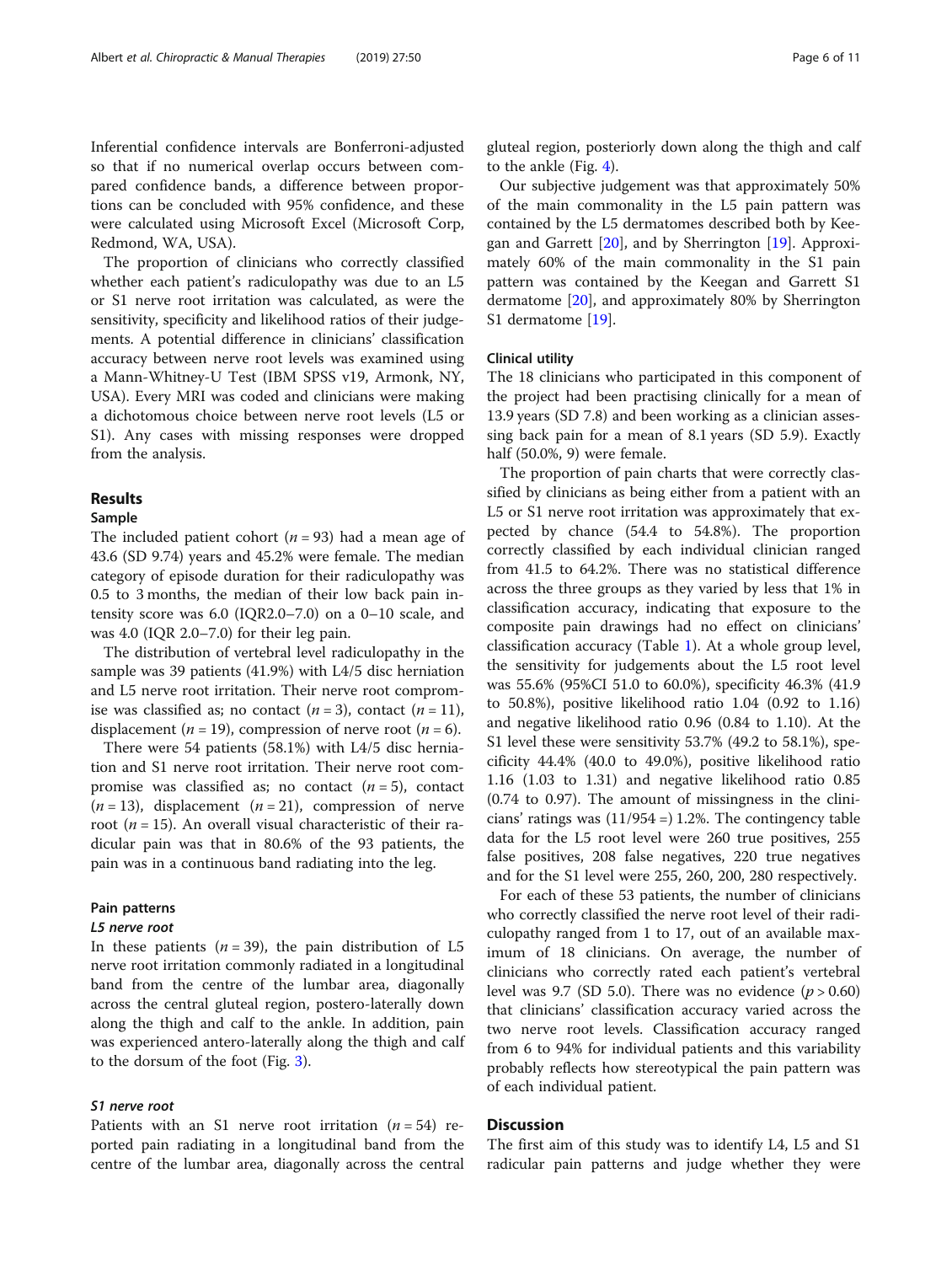Inferential confidence intervals are Bonferroni-adjusted so that if no numerical overlap occurs between compared confidence bands, a difference between proportions can be concluded with 95% confidence, and these were calculated using Microsoft Excel (Microsoft Corp, Redmond, WA, USA).

The proportion of clinicians who correctly classified whether each patient's radiculopathy was due to an L5 or S1 nerve root irritation was calculated, as were the sensitivity, specificity and likelihood ratios of their judgements. A potential difference in clinicians' classification accuracy between nerve root levels was examined using a Mann-Whitney-U Test (IBM SPSS v19, Armonk, NY, USA). Every MRI was coded and clinicians were making a dichotomous choice between nerve root levels (L5 or S1). Any cases with missing responses were dropped from the analysis.

## Results

### Sample

The included patient cohort ($n = 93$) had a mean age of 43.6 (SD 9.74) years and 45.2% were female. The median category of episode duration for their radiculopathy was 0.5 to 3 months, the median of their low back pain intensity score was 6.0 (IQR2.0–7.0) on a 0–10 scale, and was 4.0 (IQR 2.0–7.0) for their leg pain.

The distribution of vertebral level radiculopathy in the sample was 39 patients (41.9%) with L4/5 disc herniation and L5 nerve root irritation. Their nerve root compromise was classified as; no contact ($n = 3$), contact ($n = 11$), displacement ($n = 19$), compression of nerve root ($n = 6$).

There were 54 patients (58.1%) with L4/5 disc herniation and S1 nerve root irritation. Their nerve root compromise was classified as; no contact ($n = 5$), contact ($n = 13$), displacement ($n = 21$), compression of nerve root ($n = 15$). An overall visual characteristic of their radicular pain was that in 80.6% of the 93 patients, the pain was in a continuous band radiating into the leg.

### Pain patterns

#### *L5 nerve root*

In these patients ($n = 39$), the pain distribution of L5 nerve root irritation commonly radiated in a longitudinal band from the centre of the lumbar area, diagonally across the central gluteal region, postero-laterally down along the thigh and calf to the ankle. In addition, pain was experienced antero-laterally along the thigh and calf to the dorsum of the foot (Fig. 3).

#### *S1 nerve root*

Patients with an S1 nerve root irritation ($n = 54$) reported pain radiating in a longitudinal band from the centre of the lumbar area, diagonally across the central gluteal region, posteriorly down along the thigh and calf to the ankle (Fig. 4).

Our subjective judgement was that approximately 50% of the main commonality in the L5 pain pattern was contained by the L5 dermatomes described both by Keegan and Garrett [20], and by Sherrington [19]. Approximately 60% of the main commonality in the S1 pain pattern was contained by the Keegan and Garrett S1 dermatome [20], and approximately 80% by Sherrington S1 dermatome [19].

### Clinical utility

The 18 clinicians who participated in this component of the project had been practising clinically for a mean of 13.9 years (SD 7.8) and been working as a clinician assessing back pain for a mean of 8.1 years (SD 5.9). Exactly half (50.0%, 9) were female.

The proportion of pain charts that were correctly classified by clinicians as being either from a patient with an L5 or S1 nerve root irritation was approximately that expected by chance (54.4 to 54.8%). The proportion correctly classified by each individual clinician ranged from 41.5 to 64.2%. There was no statistical difference across the three groups as they varied by less that 1% in classification accuracy, indicating that exposure to the composite pain drawings had no effect on clinicians' classification accuracy (Table 1). At a whole group level, the sensitivity for judgements about the L5 root level was 55.6% (95%CI 51.0 to 60.0%), specificity 46.3% (41.9 to 50.8%), positive likelihood ratio 1.04 (0.92 to 1.16) and negative likelihood ratio 0.96 (0.84 to 1.10). At the S1 level these were sensitivity 53.7% (49.2 to 58.1%), specificity 44.4% (40.0 to 49.0%), positive likelihood ratio 1.16 (1.03 to 1.31) and negative likelihood ratio 0.85 (0.74 to 0.97). The amount of missingness in the clinicians' ratings was (11/954 =) 1.2%. The contingency table data for the L5 root level were 260 true positives, 255 false positives, 208 false negatives, 220 true negatives and for the S1 level were 255, 260, 200, 280 respectively.

For each of these 53 patients, the number of clinicians who correctly classified the nerve root level of their radiculopathy ranged from 1 to 17, out of an available maximum of 18 clinicians. On average, the number of clinicians who correctly rated each patient's vertebral level was 9.7 (SD 5.0). There was no evidence ($p > 0.60$) that clinicians' classification accuracy varied across the two nerve root levels. Classification accuracy ranged from 6 to 94% for individual patients and this variability probably reflects how stereotypical the pain pattern was of each individual patient.

## Discussion

The first aim of this study was to identify L4, L5 and S1 radicular pain patterns and judge whether they were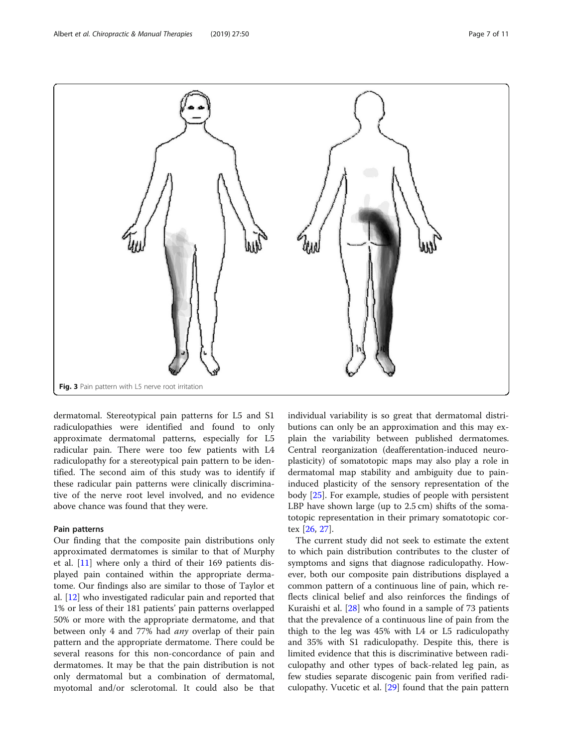Fig. 3 Pain pattern with L5 nerve root irritation

dermatomal. Stereotypical pain patterns for L5 and S1 radiculopathies were identified and found to only approximate dermatomal patterns, especially for L5 radicular pain. There were too few patients with L4 radiculopathy for a stereotypical pain pattern to be identified. The second aim of this study was to identify if these radicular pain patterns were clinically discriminative of the nerve root level involved, and no evidence above chance was found that they were.

#### Pain patterns

Our finding that the composite pain distributions only approximated dermatomes is similar to that of Murphy et al. [11] where only a third of their 169 patients displayed pain contained within the appropriate dermatome. Our findings also are similar to those of Taylor et al. [12] who investigated radicular pain and reported that 1% or less of their 181 patients' pain patterns overlapped 50% or more with the appropriate dermatome, and that between only 4 and 77% had *any* overlap of their pain pattern and the appropriate dermatome. There could be several reasons for this non-concordance of pain and dermatomes. It may be that the pain distribution is not only dermatomal but a combination of dermatomal, myotomal and/or sclerotomal. It could also be that individual variability is so great that dermatomal distributions can only be an approximation and this may explain the variability between published dermatomes. Central reorganization (deafferentation-induced neuroplasticity) of somatotopic maps may also play a role in dermatomal map stability and ambiguity due to pain-induced plasticity of the sensory representation of the body [25]. For example, studies of people with persistent LBP have shown large (up to 2.5 cm) shifts of the somatotopic representation in their primary somatotopic cortex [26, 27].

The current study did not seek to estimate the extent to which pain distribution contributes to the cluster of symptoms and signs that diagnose radiculopathy. However, both our composite pain distributions displayed a common pattern of a continuous line of pain, which reflects clinical belief and also reinforces the findings of Kuraishi et al. [28] who found in a sample of 73 patients that the prevalence of a continuous line of pain from the thigh to the leg was 45% with L4 or L5 radiculopathy and 35% with S1 radiculopathy. Despite this, there is limited evidence that this is discriminative between radiculopathy and other types of back-related leg pain, as few studies separate discogenic pain from verified radiculopathy. Vucetic et al. [29] found that the pain pattern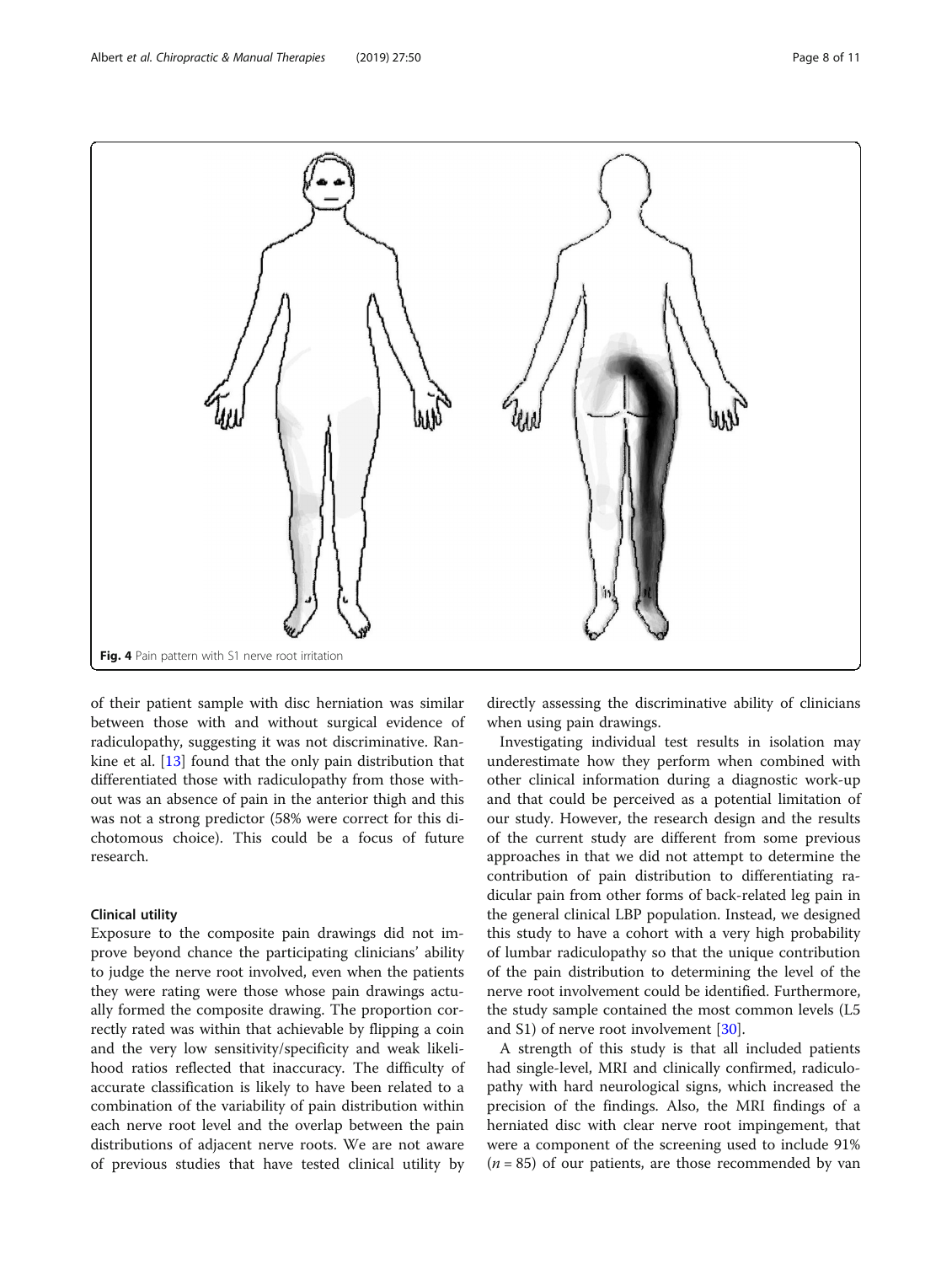Fig. 4 Pain pattern with S1 nerve root irritation

of their patient sample with disc herniation was similar between those with and without surgical evidence of radiculopathy, suggesting it was not discriminative. Rankine et al. [13] found that the only pain distribution that differentiated those with radiculopathy from those without was an absence of pain in the anterior thigh and this was not a strong predictor (58% were correct for this dichotomous choice). This could be a focus of future research.

### Clinical utility

Exposure to the composite pain drawings did not improve beyond chance the participating clinicians' ability to judge the nerve root involved, even when the patients they were rating were those whose pain drawings actually formed the composite drawing. The proportion correctly rated was within that achievable by flipping a coin and the very low sensitivity/specificity and weak likelihood ratios reflected that inaccuracy. The difficulty of accurate classification is likely to have been related to a combination of the variability of pain distribution within each nerve root level and the overlap between the pain distributions of adjacent nerve roots. We are not aware of previous studies that have tested clinical utility by directly assessing the discriminative ability of clinicians when using pain drawings.

Investigating individual test results in isolation may underestimate how they perform when combined with other clinical information during a diagnostic work-up and that could be perceived as a potential limitation of our study. However, the research design and the results of the current study are different from some previous approaches in that we did not attempt to determine the contribution of pain distribution to differentiating radicular pain from other forms of back-related leg pain in the general clinical LBP population. Instead, we designed this study to have a cohort with a very high probability of lumbar radiculopathy so that the unique contribution of the pain distribution to determining the level of the nerve root involvement could be identified. Furthermore, the study sample contained the most common levels (L5 and S1) of nerve root involvement [30].

A strength of this study is that all included patients had single-level, MRI and clinically confirmed, radiculopathy with hard neurological signs, which increased the precision of the findings. Also, the MRI findings of a herniated disc with clear nerve root impingement, that were a component of the screening used to include 91% ($n = 85$) of our patients, are those recommended by van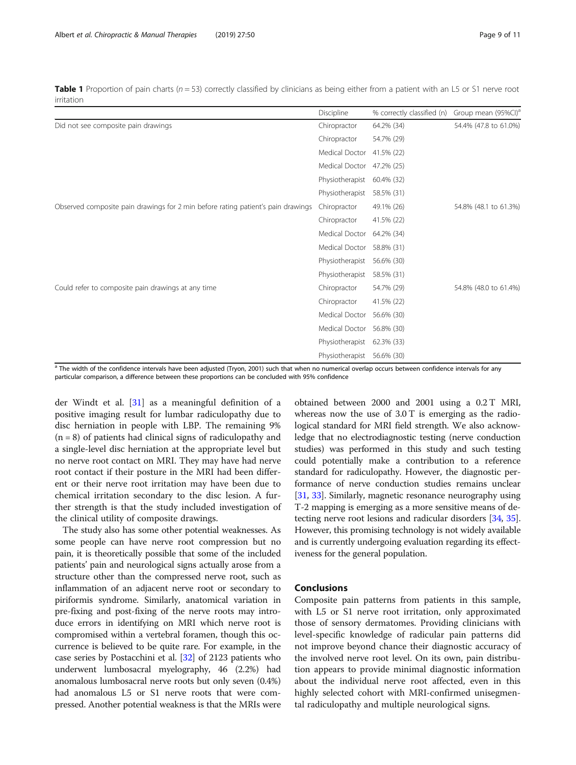**Table 1** Proportion of pain charts ($n = 53$) correctly classified by clinicians as being either from a patient with an L5 or S1 nerve root irritation

| | Discipline | % correctly classified (n) | Group mean (95%CI)[a] |
|---|---|---|---|
| Did not see composite pain drawings | Chiropractor | 64.2% (34) | 54.4% (47.8 to 61.0%) |
| | Chiropractor | 54.7% (29) | |
| | Medical Doctor | 41.5% (22) | |
| | Medical Doctor | 47.2% (25) | |
| | Physiotherapist | 60.4% (32) | |
| | Physiotherapist | 58.5% (31) | |
| Observed composite pain drawings for 2 min before rating patient's pain drawings | Chiropractor | 49.1% (26) | 54.8% (48.1 to 61.3%) |
| | Chiropractor | 41.5% (22) | |
| | Medical Doctor | 64.2% (34) | |
| | Medical Doctor | 58.8% (31) | |
| | Physiotherapist | 56.6% (30) | |
| | Physiotherapist | 58.5% (31) | |
| Could refer to composite pain drawings at any time | Chiropractor | 54.7% (29) | 54.8% (48.0 to 61.4%) |
| | Chiropractor | 41.5% (22) | |
| | Medical Doctor | 56.6% (30) | |
| | Medical Doctor | 56.8% (30) | |
| | Physiotherapist | 62.3% (33) | |
| | Physiotherapist | 56.6% (30) | |

[a] The width of the confidence intervals have been adjusted (Tryon, 2001) such that when no numerical overlap occurs between confidence intervals for any particular comparison, a difference between these proportions can be concluded with 95% confidence

der Windt et al. [31] as a meaningful definition of a positive imaging result for lumbar radiculopathy due to disc herniation in people with LBP. The remaining 9% (n = 8) of patients had clinical signs of radiculopathy and a single-level disc herniation at the appropriate level but no nerve root contact on MRI. They may have had nerve root contact if their posture in the MRI had been different or their nerve root irritation may have been due to chemical irritation secondary to the disc lesion. A further strength is that the study included investigation of the clinical utility of composite drawings.

The study also has some other potential weaknesses. As some people can have nerve root compression but no pain, it is theoretically possible that some of the included patients' pain and neurological signs actually arose from a structure other than the compressed nerve root, such as inflammation of an adjacent nerve root or secondary to piriformis syndrome. Similarly, anatomical variation in pre-fixing and post-fixing of the nerve roots may introduce errors in identifying on MRI which nerve root is compromised within a vertebral foramen, though this occurrence is believed to be quite rare. For example, in the case series by Postacchini et al. [32] of 2123 patients who underwent lumbosacral myelography, 46 (2.2%) had anomalous lumbosacral nerve roots but only seven (0.4%) had anomalous L5 or S1 nerve roots that were compressed. Another potential weakness is that the MRIs were obtained between 2000 and 2001 using a 0.2 T MRI, whereas now the use of 3.0 T is emerging as the radiological standard for MRI field strength. We also acknowledge that no electrodiagnostic testing (nerve conduction studies) was performed in this study and such testing could potentially make a contribution to a reference standard for radiculopathy. However, the diagnostic performance of nerve conduction studies remains unclear [31, 33]. Similarly, magnetic resonance neurography using T-2 mapping is emerging as a more sensitive means of detecting nerve root lesions and radicular disorders [34, 35]. However, this promising technology is not widely available and is currently undergoing evaluation regarding its effectiveness for the general population.

## Conclusions

Composite pain patterns from patients in this sample, with L5 or S1 nerve root irritation, only approximated those of sensory dermatomes. Providing clinicians with level-specific knowledge of radicular pain patterns did not improve beyond chance their diagnostic accuracy of the involved nerve root level. On its own, pain distribution appears to provide minimal diagnostic information about the individual nerve root affected, even in this highly selected cohort with MRI-confirmed unisegmental radiculopathy and multiple neurological signs.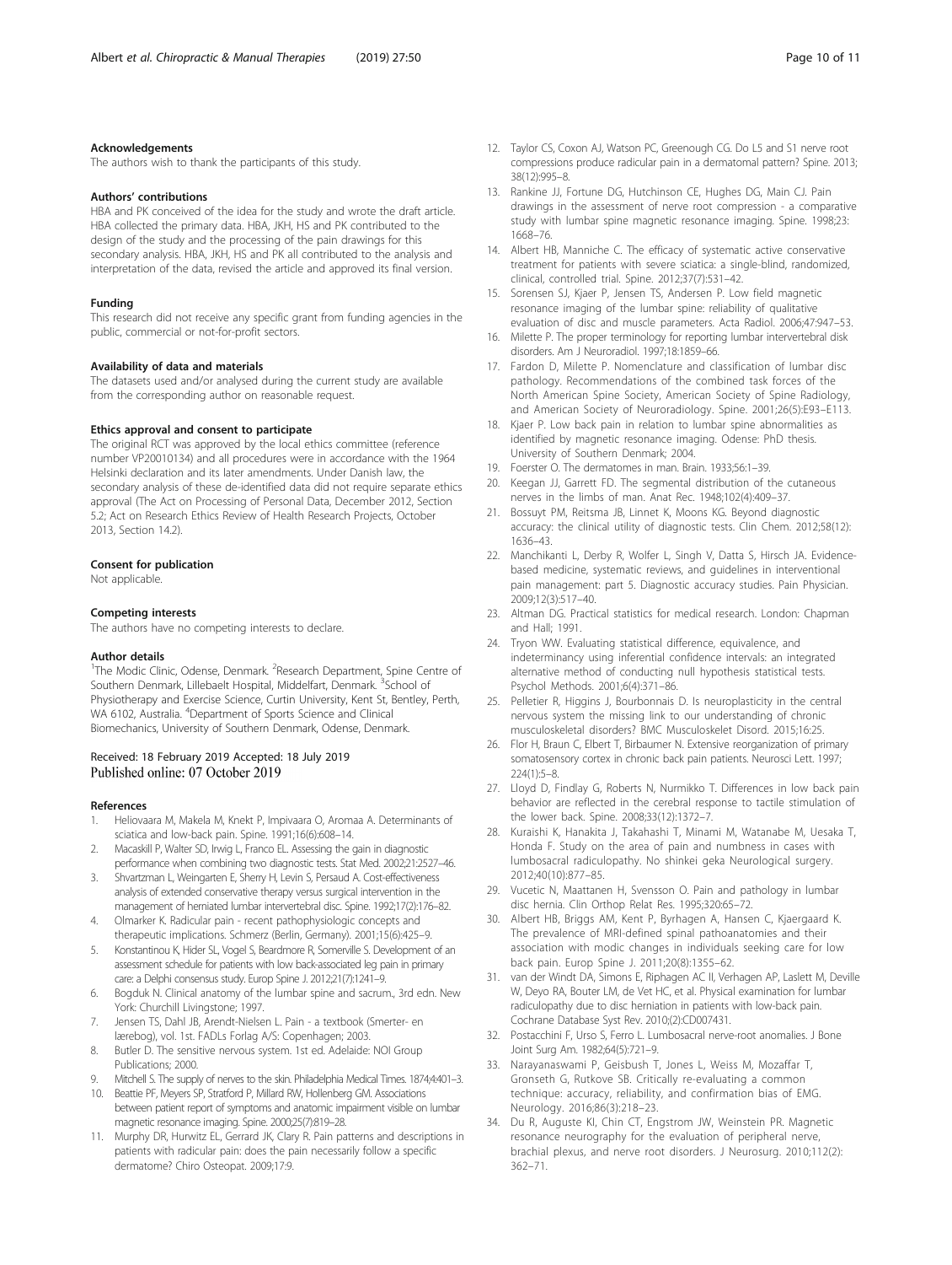### Acknowledgements

The authors wish to thank the participants of this study.

### Authors' contributions

HBA and PK conceived of the idea for the study and wrote the draft article. HBA collected the primary data. HBA, JKH, HS and PK contributed to the design of the study and the processing of the pain drawings for this secondary analysis. HBA, JKH, HS and PK all contributed to the analysis and interpretation of the data, revised the article and approved its final version.

### Funding

This research did not receive any specific grant from funding agencies in the public, commercial or not-for-profit sectors.

### Availability of data and materials

The datasets used and/or analysed during the current study are available from the corresponding author on reasonable request.

### Ethics approval and consent to participate

The original RCT was approved by the local ethics committee (reference number VP20010134) and all procedures were in accordance with the 1964 Helsinki declaration and its later amendments. Under Danish law, the secondary analysis of these de-identified data did not require separate ethics approval (The Act on Processing of Personal Data, December 2012, Section 5.2; Act on Research Ethics Review of Health Research Projects, October 2013, Section 14.2).

### Consent for publication

Not applicable.

### Competing interests

The authors have no competing interests to declare.

### Author details

[1]The Modic Clinic, Odense, Denmark. [2]Research Department, Spine Centre of Southern Denmark, Lillebaelt Hospital, Middelfart, Denmark. [3]School of Physiotherapy and Exercise Science, Curtin University, Kent St, Bentley, Perth, WA 6102, Australia. [4]Department of Sports Science and Clinical Biomechanics, University of Southern Denmark, Odense, Denmark.

Received: 18 February 2019 Accepted: 18 July 2019
Published online: 07 October 2019

### References

1. Heliovaara M, Makela M, Knekt P, Impivaara O, Aromaa A. Determinants of sciatica and low-back pain. Spine. 1991;16(6):608–14.
2. Macaskill P, Walter SD, Irwig L, Franco EL. Assessing the gain in diagnostic performance when combining two diagnostic tests. Stat Med. 2002;21:2527–46.
3. Shvartzman L, Weingarten E, Sherry H, Levin S, Persaud A. Cost-effectiveness analysis of extended conservative therapy versus surgical intervention in the management of herniated lumbar intervertebral disc. Spine. 1992;17(2):176–82.
4. Olmarker K. Radicular pain - recent pathophysiologic concepts and therapeutic implications. Schmerz (Berlin, Germany). 2001;15(6):425–9.
5. Konstantinou K, Hider SL, Vogel S, Beardmore R, Somerville S. Development of an assessment schedule for patients with low back-associated leg pain in primary care: a Delphi consensus study. Europ Spine J. 2012;21(7):1241–9.
6. Bogduk N. Clinical anatomy of the lumbar spine and sacrum., 3rd edn. New York: Churchill Livingstone; 1997.
7. Jensen TS, Dahl JB, Arendt-Nielsen L. Pain - a textbook (Smerter- en lærebog), vol. 1st. FADLs Forlag A/S: Copenhagen; 2003.
8. Butler D. The sensitive nervous system. 1st ed. Adelaide: NOI Group Publications; 2000.
9. Mitchell S. The supply of nerves to the skin. Philadelphia Medical Times. 1874;4:401–3.
10. Beattie PF, Meyers SP, Stratford P, Millard RW, Hollenberg GM. Associations between patient report of symptoms and anatomic impairment visible on lumbar magnetic resonance imaging. Spine. 2000;25(7):819–28.
11. Murphy DR, Hurwitz EL, Gerrard JK, Clary R. Pain patterns and descriptions in patients with radicular pain: does the pain necessarily follow a specific dermatome? Chiro Osteopat. 2009;17:9.
12. Taylor CS, Coxon AJ, Watson PC, Greenough CG. Do L5 and S1 nerve root compressions produce radicular pain in a dermatomal pattern? Spine. 2013; 38(12):995–8.
13. Rankine JJ, Fortune DG, Hutchinson CE, Hughes DG, Main CJ. Pain drawings in the assessment of nerve root compression - a comparative study with lumbar spine magnetic resonance imaging. Spine. 1998;23: 1668–76.
14. Albert HB, Manniche C. The efficacy of systematic active conservative treatment for patients with severe sciatica: a single-blind, randomized, clinical, controlled trial. Spine. 2012;37(7):531–42.
15. Sorensen SJ, Kjaer P, Jensen TS, Andersen P. Low field magnetic resonance imaging of the lumbar spine: reliability of qualitative evaluation of disc and muscle parameters. Acta Radiol. 2006;47:947–53.
16. Milette P. The proper terminology for reporting lumbar intervertebral disk disorders. Am J Neuroradiol. 1997;18:1859–66.
17. Fardon D, Milette P. Nomenclature and classification of lumbar disc pathology. Recommendations of the combined task forces of the North American Spine Society, American Society of Spine Radiology, and American Society of Neuroradiology. Spine. 2001;26(5):E93–E113.
18. Kjaer P. Low back pain in relation to lumbar spine abnormalities as identified by magnetic resonance imaging. Odense: PhD thesis. University of Southern Denmark; 2004.
19. Foerster O. The dermatomes in man. Brain. 1933;56:1–39.
20. Keegan JJ, Garrett FD. The segmental distribution of the cutaneous nerves in the limbs of man. Anat Rec. 1948;102(4):409–37.
21. Bossuyt PM, Reitsma JB, Linnet K, Moons KG. Beyond diagnostic accuracy: the clinical utility of diagnostic tests. Clin Chem. 2012;58(12): 1636–43.
22. Manchikanti L, Derby R, Wolfer L, Singh V, Datta S, Hirsch JA. Evidence-based medicine, systematic reviews, and guidelines in interventional pain management: part 5. Diagnostic accuracy studies. Pain Physician. 2009;12(3):517–40.
23. Altman DG. Practical statistics for medical research. London: Chapman and Hall; 1991.
24. Tryon WW. Evaluating statistical difference, equivalence, and indeterminancy using inferential confidence intervals: an integrated alternative method of conducting null hypothesis statistical tests. Psychol Methods. 2001;6(4):371–86.
25. Pelletier R, Higgins J, Bourbonnais D. Is neuroplasticity in the central nervous system the missing link to our understanding of chronic musculoskeletal disorders? BMC Musculoskelet Disord. 2015;16:25.
26. Flor H, Braun C, Elbert T, Birbaumer N. Extensive reorganization of primary somatosensory cortex in chronic back pain patients. Neurosci Lett. 1997; 224(1):5–8.
27. Lloyd D, Findlay G, Roberts N, Nurmikko T. Differences in low back pain behavior are reflected in the cerebral response to tactile stimulation of the lower back. Spine. 2008;33(12):1372–7.
28. Kuraishi K, Hanakita J, Takahashi T, Minami M, Watanabe M, Uesaka T, Honda F. Study on the area of pain and numbness in cases with lumbosacral radiculopathy. No shinkei geka Neurological surgery. 2012;40(10):877–85.
29. Vucetic N, Maattanen H, Svensson O. Pain and pathology in lumbar disc hernia. Clin Orthop Relat Res. 1995;320:65–72.
30. Albert HB, Briggs AM, Kent P, Byrhagen A, Hansen C, Kjaergaard K. The prevalence of MRI-defined spinal pathoanatomies and their association with modic changes in individuals seeking care for low back pain. Europ Spine J. 2011;20(8):1355–62.
31. van der Windt DA, Simons E, Riphagen AC II, Verhagen AP, Laslett M, Deville W, Deyo RA, Bouter LM, de Vet HC, et al. Physical examination for lumbar radiculopathy due to disc herniation in patients with low-back pain. Cochrane Database Syst Rev. 2010;(2):CD007431.
32. Postacchini F, Urso S, Ferro L. Lumbosacral nerve-root anomalies. J Bone Joint Surg Am. 1982;64(5):721–9.
33. Narayanaswami P, Geisbush T, Jones L, Weiss M, Mozaffar T, Gronseth G, Rutkove SB. Critically re-evaluating a common technique: accuracy, reliability, and confirmation bias of EMG. Neurology. 2016;86(3):218–23.
34. Du R, Auguste KI, Chin CT, Engstrom JW, Weinstein PR. Magnetic resonance neurography for the evaluation of peripheral nerve, brachial plexus, and nerve root disorders. J Neurosurg. 2010;112(2): 362–71.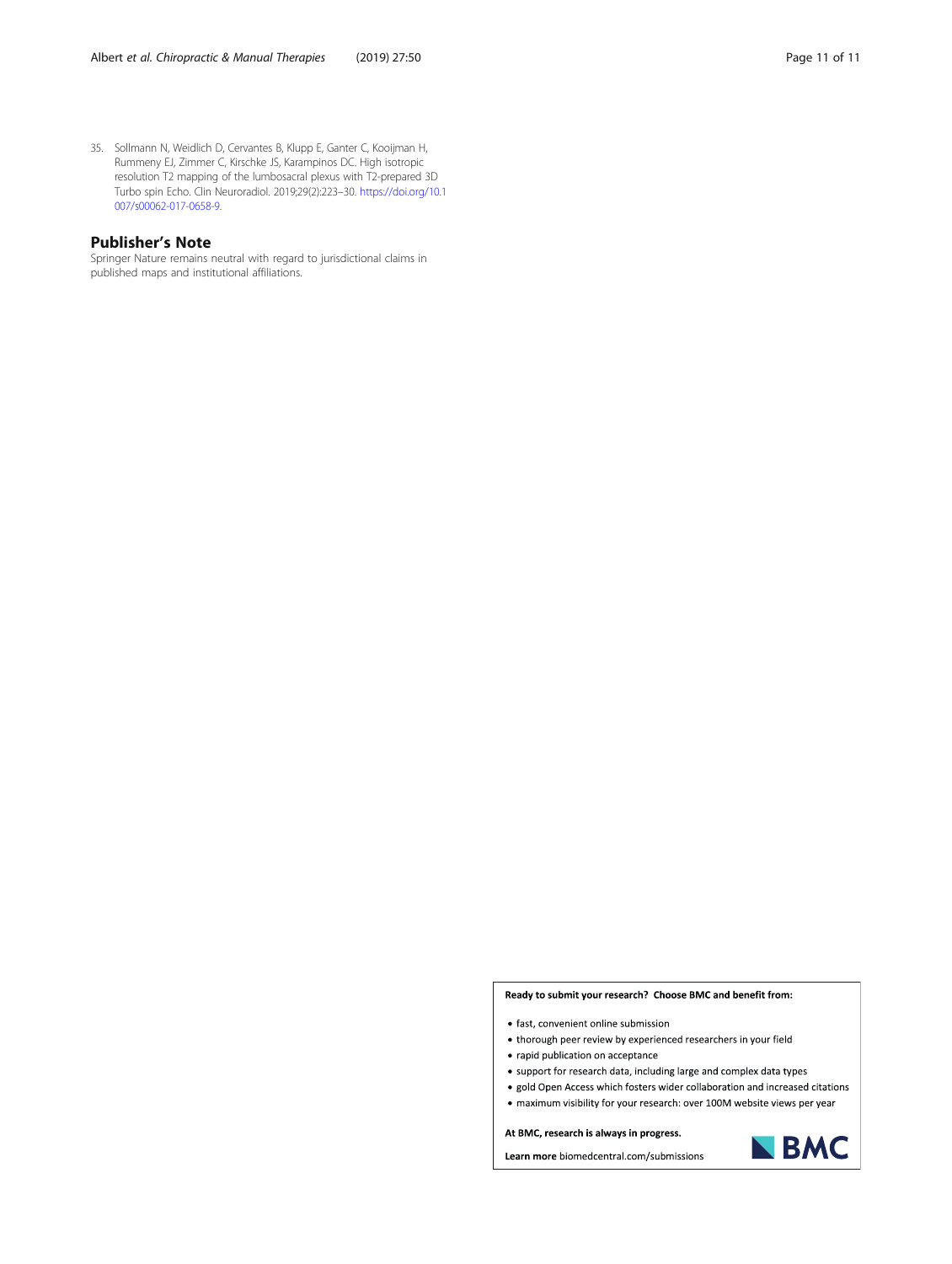35. Sollmann N, Weidlich D, Cervantes B, Klupp E, Ganter C, Kooijman H, Rummeny EJ, Zimmer C, Kirschke JS, Karampinos DC. High isotropic resolution T2 mapping of the lumbosacral plexus with T2-prepared 3D Turbo spin Echo. Clin Neuroradiol. 2019;29(2):223–30. https://doi.org/10.1007/s00062-017-0658-9.

## Publisher's Note

Springer Nature remains neutral with regard to jurisdictional claims in published maps and institutional affiliations.

**Ready to submit your research? Choose BMC and benefit from:**

- fast, convenient online submission
- thorough peer review by experienced researchers in your field
- rapid publication on acceptance
- support for research data, including large and complex data types
- gold Open Access which fosters wider collaboration and increased citations
- maximum visibility for your research: over 100M website views per year

**At BMC, research is always in progress.**

**Learn more** biomedcentral.com/submissions

BMC